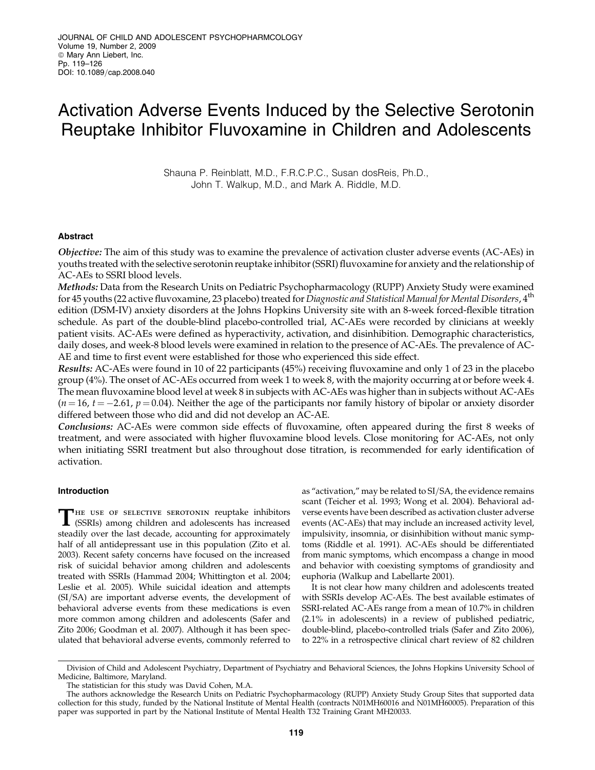# Activation Adverse Events Induced by the Selective Serotonin Reuptake Inhibitor Fluvoxamine in Children and Adolescents

Shauna P. Reinblatt, M.D., F.R.C.P.C., Susan dosReis, Ph.D., John T. Walkup, M.D., and Mark A. Riddle, M.D.

## Abstract

***Objective:*** The aim of this study was to examine the prevalence of activation cluster adverse events (AC-AEs) in youths treated with the selective serotonin reuptake inhibitor (SSRI) fluvoxamine for anxiety and the relationship of AC-AEs to SSRI blood levels.

***Methods:*** Data from the Research Units on Pediatric Psychopharmacology (RUPP) Anxiety Study were examined for 45 youths (22 active fluvoxamine, 23 placebo) treated for *Diagnostic and Statistical Manual for Mental Disorders*, 4th edition (DSM-IV) anxiety disorders at the Johns Hopkins University site with an 8-week forced-flexible titration schedule. As part of the double-blind placebo-controlled trial, AC-AEs were recorded by clinicians at weekly patient visits. AC-AEs were defined as hyperactivity, activation, and disinhibition. Demographic characteristics, daily doses, and week-8 blood levels were examined in relation to the presence of AC-AEs. The prevalence of AC-AE and time to first event were established for those who experienced this side effect.

***Results:*** AC-AEs were found in 10 of 22 participants (45%) receiving fluvoxamine and only 1 of 23 in the placebo group (4%). The onset of AC-AEs occurred from week 1 to week 8, with the majority occurring at or before week 4. The mean fluvoxamine blood level at week 8 in subjects with AC-AEs was higher than in subjects without AC-AEs ($n = 16$, $t = -2.61$, $p = 0.04$). Neither the age of the participants nor family history of bipolar or anxiety disorder differed between those who did and did not develop an AC-AE.

***Conclusions:*** AC-AEs were common side effects of fluvoxamine, often appeared during the first 8 weeks of treatment, and were associated with higher fluvoxamine blood levels. Close monitoring for AC-AEs, not only when initiating SSRI treatment but also throughout dose titration, is recommended for early identification of activation.

## Introduction

The use of selective serotonin reuptake inhibitors (SSRIs) among children and adolescents has increased steadily over the last decade, accounting for approximately half of all antidepressant use in this population (Zito et al. 2003). Recent safety concerns have focused on the increased risk of suicidal behavior among children and adolescents treated with SSRIs (Hammad 2004; Whittington et al. 2004; Leslie et al. 2005). While suicidal ideation and attempts (SI/SA) are important adverse events, the development of behavioral adverse events from these medications is even more common among children and adolescents (Safer and Zito 2006; Goodman et al. 2007). Although it has been speculated that behavioral adverse events, commonly referred to as "activation," may be related to SI/SA, the evidence remains scant (Teicher et al. 1993; Wong et al. 2004). Behavioral adverse events have been described as activation cluster adverse events (AC-AEs) that may include an increased activity level, impulsivity, insomnia, or disinhibition without manic symptoms (Riddle et al. 1991). AC-AEs should be differentiated from manic symptoms, which encompass a change in mood and behavior with coexisting symptoms of grandiosity and euphoria (Walkup and Labellarte 2001).

It is not clear how many children and adolescents treated with SSRIs develop AC-AEs. The best available estimates of SSRI-related AC-AEs range from a mean of 10.7% in children (2.1% in adolescents) in a review of published pediatric, double-blind, placebo-controlled trials (Safer and Zito 2006), to 22% in a retrospective clinical chart review of 82 children

---

Division of Child and Adolescent Psychiatry, Department of Psychiatry and Behavioral Sciences, the Johns Hopkins University School of Medicine, Baltimore, Maryland.

The statistician for this study was David Cohen, M.A.

The authors acknowledge the Research Units on Pediatric Psychopharmacology (RUPP) Anxiety Study Group Sites that supported data collection for this study, funded by the National Institute of Mental Health (contracts N01MH60016 and N01MH60005). Preparation of this paper was supported in part by the National Institute of Mental Health T32 Training Grant MH20033.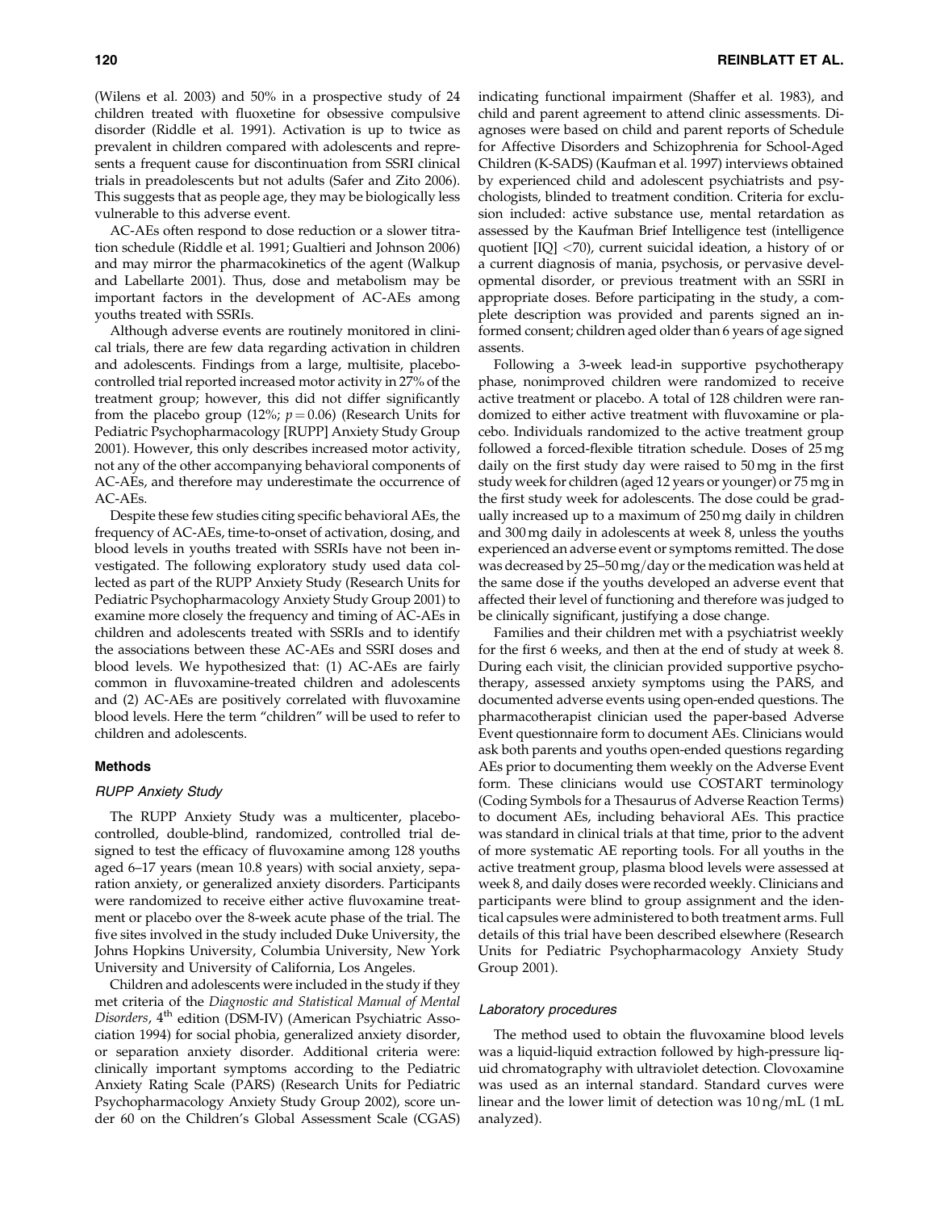(Wilens et al. 2003) and 50% in a prospective study of 24 children treated with fluoxetine for obsessive compulsive disorder (Riddle et al. 1991). Activation is up to twice as prevalent in children compared with adolescents and represents a frequent cause for discontinuation from SSRI clinical trials in preadolescents but not adults (Safer and Zito 2006). This suggests that as people age, they may be biologically less vulnerable to this adverse event.

AC-AEs often respond to dose reduction or a slower titration schedule (Riddle et al. 1991; Gualtieri and Johnson 2006) and may mirror the pharmacokinetics of the agent (Walkup and Labellarte 2001). Thus, dose and metabolism may be important factors in the development of AC-AEs among youths treated with SSRIs.

Although adverse events are routinely monitored in clinical trials, there are few data regarding activation in children and adolescents. Findings from a large, multisite, placebo-controlled trial reported increased motor activity in 27% of the treatment group; however, this did not differ significantly from the placebo group (12%; $p = 0.06$) (Research Units for Pediatric Psychopharmacology [RUPP] Anxiety Study Group 2001). However, this only describes increased motor activity, not any of the other accompanying behavioral components of AC-AEs, and therefore may underestimate the occurrence of AC-AEs.

Despite these few studies citing specific behavioral AEs, the frequency of AC-AEs, time-to-onset of activation, dosing, and blood levels in youths treated with SSRIs have not been investigated. The following exploratory study used data collected as part of the RUPP Anxiety Study (Research Units for Pediatric Psychopharmacology Anxiety Study Group 2001) to examine more closely the frequency and timing of AC-AEs in children and adolescents treated with SSRIs and to identify the associations between these AC-AEs and SSRI doses and blood levels. We hypothesized that: (1) AC-AEs are fairly common in fluvoxamine-treated children and adolescents and (2) AC-AEs are positively correlated with fluvoxamine blood levels. Here the term "children" will be used to refer to children and adolescents.

## Methods

### *RUPP Anxiety Study*

The RUPP Anxiety Study was a multicenter, placebo-controlled, double-blind, randomized, controlled trial designed to test the efficacy of fluvoxamine among 128 youths aged 6–17 years (mean 10.8 years) with social anxiety, separation anxiety, or generalized anxiety disorders. Participants were randomized to receive either active fluvoxamine treatment or placebo over the 8-week acute phase of the trial. The five sites involved in the study included Duke University, the Johns Hopkins University, Columbia University, New York University and University of California, Los Angeles.

Children and adolescents were included in the study if they met criteria of the *Diagnostic and Statistical Manual of Mental Disorders*, 4th edition (DSM-IV) (American Psychiatric Association 1994) for social phobia, generalized anxiety disorder, or separation anxiety disorder. Additional criteria were: clinically important symptoms according to the Pediatric Anxiety Rating Scale (PARS) (Research Units for Pediatric Psychopharmacology Anxiety Study Group 2002), score under 60 on the Children's Global Assessment Scale (CGAS) indicating functional impairment (Shaffer et al. 1983), and child and parent agreement to attend clinic assessments. Diagnoses were based on child and parent reports of Schedule for Affective Disorders and Schizophrenia for School-Aged Children (K-SADS) (Kaufman et al. 1997) interviews obtained by experienced child and adolescent psychiatrists and psychologists, blinded to treatment condition. Criteria for exclusion included: active substance use, mental retardation as assessed by the Kaufman Brief Intelligence test (intelligence quotient [IQ] <70), current suicidal ideation, a history of or a current diagnosis of mania, psychosis, or pervasive developmental disorder, or previous treatment with an SSRI in appropriate doses. Before participating in the study, a complete description was provided and parents signed an informed consent; children aged older than 6 years of age signed assents.

Following a 3-week lead-in supportive psychotherapy phase, nonimproved children were randomized to receive active treatment or placebo. A total of 128 children were randomized to either active treatment with fluvoxamine or placebo. Individuals randomized to the active treatment group followed a forced-flexible titration schedule. Doses of 25 mg daily on the first study day were raised to 50 mg in the first study week for children (aged 12 years or younger) or 75 mg in the first study week for adolescents. The dose could be gradually increased up to a maximum of 250 mg daily in children and 300 mg daily in adolescents at week 8, unless the youths experienced an adverse event or symptoms remitted. The dose was decreased by 25–50 mg/day or the medication was held at the same dose if the youths developed an adverse event that affected their level of functioning and therefore was judged to be clinically significant, justifying a dose change.

Families and their children met with a psychiatrist weekly for the first 6 weeks, and then at the end of study at week 8. During each visit, the clinician provided supportive psychotherapy, assessed anxiety symptoms using the PARS, and documented adverse events using open-ended questions. The pharmacotherapist clinician used the paper-based Adverse Event questionnaire form to document AEs. Clinicians would ask both parents and youths open-ended questions regarding AEs prior to documenting them weekly on the Adverse Event form. These clinicians would use COSTART terminology (Coding Symbols for a Thesaurus of Adverse Reaction Terms) to document AEs, including behavioral AEs. This practice was standard in clinical trials at that time, prior to the advent of more systematic AE reporting tools. For all youths in the active treatment group, plasma blood levels were assessed at week 8, and daily doses were recorded weekly. Clinicians and participants were blind to group assignment and the identical capsules were administered to both treatment arms. Full details of this trial have been described elsewhere (Research Units for Pediatric Psychopharmacology Anxiety Study Group 2001).

### *Laboratory procedures*

The method used to obtain the fluvoxamine blood levels was a liquid-liquid extraction followed by high-pressure liquid chromatography with ultraviolet detection. Clovoxamine was used as an internal standard. Standard curves were linear and the lower limit of detection was 10 ng/mL (1 mL analyzed).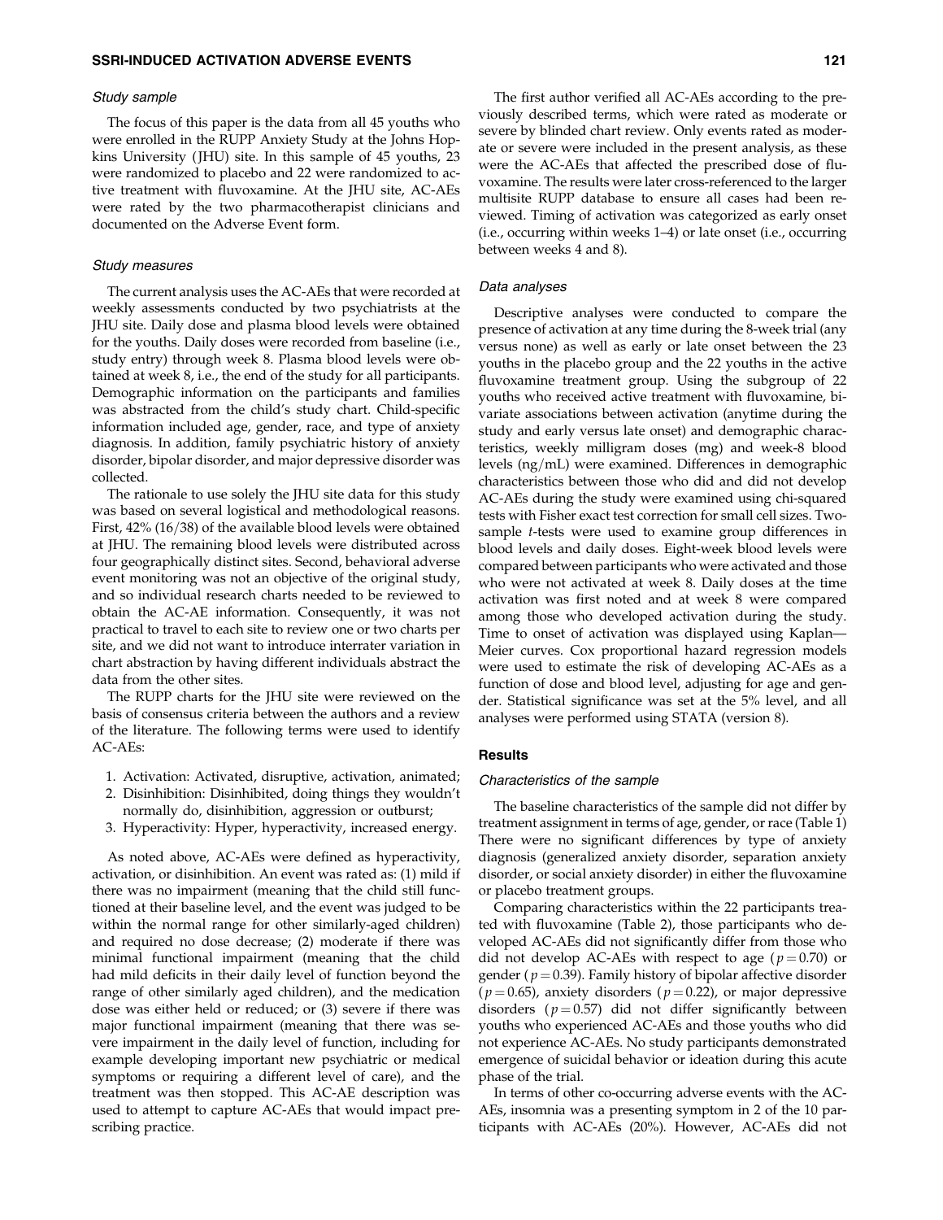### Study sample

The focus of this paper is the data from all 45 youths who were enrolled in the RUPP Anxiety Study at the Johns Hopkins University (JHU) site. In this sample of 45 youths, 23 were randomized to placebo and 22 were randomized to active treatment with fluvoxamine. At the JHU site, AC-AEs were rated by the two pharmacotherapist clinicians and documented on the Adverse Event form.

### Study measures

The current analysis uses the AC-AEs that were recorded at weekly assessments conducted by two psychiatrists at the JHU site. Daily dose and plasma blood levels were obtained for the youths. Daily doses were recorded from baseline (i.e., study entry) through week 8. Plasma blood levels were obtained at week 8, i.e., the end of the study for all participants. Demographic information on the participants and families was abstracted from the child's study chart. Child-specific information included age, gender, race, and type of anxiety diagnosis. In addition, family psychiatric history of anxiety disorder, bipolar disorder, and major depressive disorder was collected.

The rationale to use solely the JHU site data for this study was based on several logistical and methodological reasons. First, 42% (16/38) of the available blood levels were obtained at JHU. The remaining blood levels were distributed across four geographically distinct sites. Second, behavioral adverse event monitoring was not an objective of the original study, and so individual research charts needed to be reviewed to obtain the AC-AE information. Consequently, it was not practical to travel to each site to review one or two charts per site, and we did not want to introduce interrater variation in chart abstraction by having different individuals abstract the data from the other sites.

The RUPP charts for the JHU site were reviewed on the basis of consensus criteria between the authors and a review of the literature. The following terms were used to identify AC-AEs:

1. Activation: Activated, disruptive, activation, animated;
2. Disinhibition: Disinhibited, doing things they wouldn't normally do, disinhibition, aggression or outburst;
3. Hyperactivity: Hyper, hyperactivity, increased energy.

As noted above, AC-AEs were defined as hyperactivity, activation, or disinhibition. An event was rated as: (1) mild if there was no impairment (meaning that the child still functioned at their baseline level, and the event was judged to be within the normal range for other similarly-aged children) and required no dose decrease; (2) moderate if there was minimal functional impairment (meaning that the child had mild deficits in their daily level of function beyond the range of other similarly aged children), and the medication dose was either held or reduced; or (3) severe if there was major functional impairment (meaning that there was severe impairment in the daily level of function, including for example developing important new psychiatric or medical symptoms or requiring a different level of care), and the treatment was then stopped. This AC-AE description was used to attempt to capture AC-AEs that would impact prescribing practice.

The first author verified all AC-AEs according to the previously described terms, which were rated as moderate or severe by blinded chart review. Only events rated as moderate or severe were included in the present analysis, as these were the AC-AEs that affected the prescribed dose of fluvoxamine. The results were later cross-referenced to the larger multisite RUPP database to ensure all cases had been reviewed. Timing of activation was categorized as early onset (i.e., occurring within weeks 1–4) or late onset (i.e., occurring between weeks 4 and 8).

### Data analyses

Descriptive analyses were conducted to compare the presence of activation at any time during the 8-week trial (any versus none) as well as early or late onset between the 23 youths in the placebo group and the 22 youths in the active fluvoxamine treatment group. Using the subgroup of 22 youths who received active treatment with fluvoxamine, bivariate associations between activation (anytime during the study and early versus late onset) and demographic characteristics, weekly milligram doses (mg) and week-8 blood levels (ng/mL) were examined. Differences in demographic characteristics between those who did and did not develop AC-AEs during the study were examined using chi-squared tests with Fisher exact test correction for small cell sizes. Two-sample $t$-tests were used to examine group differences in blood levels and daily doses. Eight-week blood levels were compared between participants who were activated and those who were not activated at week 8. Daily doses at the time activation was first noted and at week 8 were compared among those who developed activation during the study. Time to onset of activation was displayed using Kaplan—Meier curves. Cox proportional hazard regression models were used to estimate the risk of developing AC-AEs as a function of dose and blood level, adjusting for age and gender. Statistical significance was set at the 5% level, and all analyses were performed using STATA (version 8).

## Results

### Characteristics of the sample

The baseline characteristics of the sample did not differ by treatment assignment in terms of age, gender, or race (Table 1) There were no significant differences by type of anxiety diagnosis (generalized anxiety disorder, separation anxiety disorder, or social anxiety disorder) in either the fluvoxamine or placebo treatment groups.

Comparing characteristics within the 22 participants treated with fluvoxamine (Table 2), those participants who developed AC-AEs did not significantly differ from those who did not develop AC-AEs with respect to age ($p = 0.70$) or gender ($p = 0.39$). Family history of bipolar affective disorder ($p = 0.65$), anxiety disorders ($p = 0.22$), or major depressive disorders ($p = 0.57$) did not differ significantly between youths who experienced AC-AEs and those youths who did not experience AC-AEs. No study participants demonstrated emergence of suicidal behavior or ideation during this acute phase of the trial.

In terms of other co-occurring adverse events with the AC-AEs, insomnia was a presenting symptom in 2 of the 10 participants with AC-AEs (20%). However, AC-AEs did not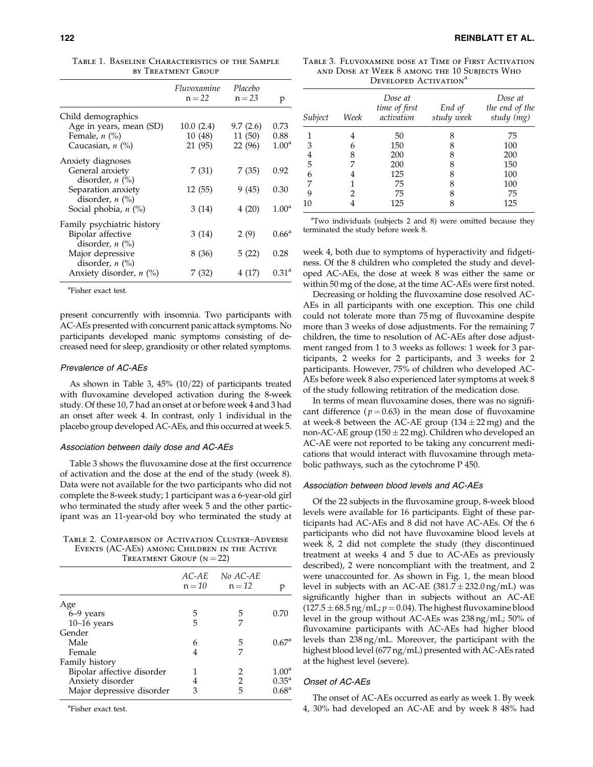Table 1. Baseline Characteristics of the Sample by Treatment Group

| | Fluvoxamine n = 22 | Placebo n = 23 | p |
|---|---|---|---|
| Child demographics | | | |
| Age in years, mean (SD) | 10.0 (2.4) | 9.7 (2.6) | 0.73 |
| Female, *n* (%) | 10 (48) | 11 (50) | 0.88 |
| Caucasian, *n* (%) | 21 (95) | 22 (96) | 1.00[a] |
| Anxiety diagnoses | | | |
| General anxiety disorder, *n* (%) | 7 (31) | 7 (35) | 0.92 |
| Separation anxiety disorder, *n* (%) | 12 (55) | 9 (45) | 0.30 |
| Social phobia, *n* (%) | 3 (14) | 4 (20) | 1.00[a] |
| Family psychiatric history | | | |
| Bipolar affective disorder, *n* (%) | 3 (14) | 2 (9) | 0.66[a] |
| Major depressive disorder, *n* (%) | 8 (36) | 5 (22) | 0.28 |
| Anxiety disorder, *n* (%) | 7 (32) | 4 (17) | 0.31[a] |

[a]Fisher exact test.

present concurrently with insomnia. Two participants with AC-AEs presented with concurrent panic attack symptoms. No participants developed manic symptoms consisting of decreased need for sleep, grandiosity or other related symptoms.

### Prevalence of AC-AEs

As shown in Table 3, 45% (10/22) of participants treated with fluvoxamine developed activation during the 8-week study. Of these 10, 7 had an onset at or before week 4 and 3 had an onset after week 4. In contrast, only 1 individual in the placebo group developed AC-AEs, and this occurred at week 5.

### Association between daily dose and AC-AEs

Table 3 shows the fluvoxamine dose at the first occurrence of activation and the dose at the end of the study (week 8). Data were not available for the two participants who did not complete the 8-week study; 1 participant was a 6-year-old girl who terminated the study after week 5 and the other participant was an 11-year-old boy who terminated the study at week 4, both due to symptoms of hyperactivity and fidgetiness. Of the 8 children who completed the study and developed AC-AEs, the dose at week 8 was either the same or within 50 mg of the dose, at the time AC-AEs were first noted.

Table 2. Comparison of Activation Cluster–Adverse Events (AC-AEs) among Children in the Active Treatment Group (n = 22)

| | AC-AE n = 10 | No AC-AE n = 12 | p |
|---|---|---|---|
| Age | | | |
| 6–9 years | 5 | 5 | 0.70 |
| 10–16 years | 5 | 7 | |
| Gender | | | |
| Male | 6 | 5 | 0.67[a] |
| Female | 4 | 7 | |
| Family history | | | |
| Bipolar affective disorder | 1 | 2 | 1.00[a] |
| Anxiety disorder | 4 | 2 | 0.35[a] |
| Major depressive disorder | 3 | 5 | 0.68[a] |

[a]Fisher exact test.

Table 3. Fluvoxamine dose at Time of First Activation and Dose at Week 8 among the 10 Subjects Who Developed Activation[a]

| Subject | Week | Dose at time of first activation | End of study week | Dose at the end of the study (mg) |
|---|---|---|---|---|
| 1 | 4 | 50 | 8 | 75 |
| 3 | 6 | 150 | 8 | 100 |
| 4 | 8 | 200 | 8 | 200 |
| 5 | 7 | 200 | 8 | 150 |
| 6 | 4 | 125 | 8 | 100 |
| 7 | 1 | 75 | 8 | 100 |
| 9 | 2 | 75 | 8 | 75 |
| 10 | 4 | 125 | 8 | 125 |

[a]Two individuals (subjects 2 and 8) were omitted because they terminated the study before week 8.

Decreasing or holding the fluvoxamine dose resolved AC-AEs in all participants with one exception. This one child could not tolerate more than 75 mg of fluvoxamine despite more than 3 weeks of dose adjustments. For the remaining 7 children, the time to resolution of AC-AEs after dose adjustment ranged from 1 to 3 weeks as follows: 1 week for 3 participants, 2 weeks for 2 participants, and 3 weeks for 2 participants. However, 75% of children who developed AC-AEs before week 8 also experienced later symptoms at week 8 of the study following retitration of the medication dose.

In terms of mean fluvoxamine doses, there was no significant difference ($p = 0.63$) in the mean dose of fluvoxamine at week-8 between the AC-AE group ($134 \pm 22$ mg) and the non-AC-AE group ($150 \pm 22$ mg). Children who developed an AC-AE were not reported to be taking any concurrent medications that would interact with fluvoxamine through metabolic pathways, such as the cytochrome P 450.

### Association between blood levels and AC-AEs

Of the 22 subjects in the fluvoxamine group, 8-week blood levels were available for 16 participants. Eight of these participants had AC-AEs and 8 did not have AC-AEs. Of the 6 participants who did not have fluvoxamine blood levels at week 8, 2 did not complete the study (they discontinued treatment at weeks 4 and 5 due to AC-AEs as previously described), 2 were noncompliant with the treatment, and 2 were unaccounted for. As shown in Fig. 1, the mean blood level in subjects with an AC-AE ($381.7 \pm 232.0$ ng/mL) was significantly higher than in subjects without an AC-AE ($127.5 \pm 68.5$ ng/mL; $p = 0.04$). The highest fluvoxamine blood level in the group without AC-AEs was 238 ng/mL; 50% of fluvoxamine participants with AC-AEs had higher blood levels than 238 ng/mL. Moreover, the participant with the highest blood level (677 ng/mL) presented with AC-AEs rated at the highest level (severe).

### Onset of AC-AEs

The onset of AC-AEs occurred as early as week 1. By week 4, 30% had developed an AC-AE and by week 8 48% had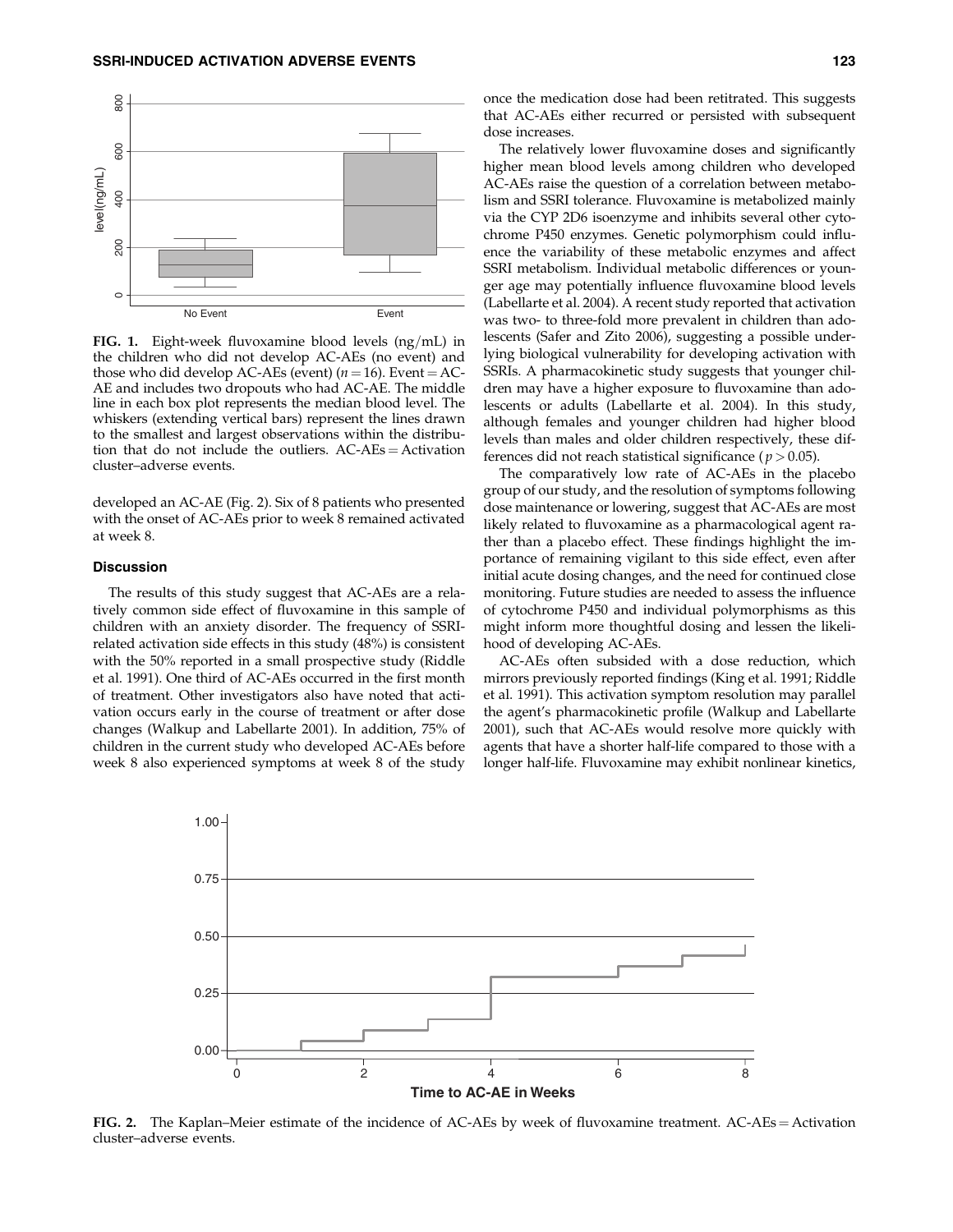FIG. 1. Eight-week fluvoxamine blood levels (ng/mL) in the children who did not develop AC-AEs (no event) and those who did develop AC-AEs (event) ($n = 16$). Event = AC-AE and includes two dropouts who had AC-AE. The middle line in each box plot represents the median blood level. The whiskers (extending vertical bars) represent the lines drawn to the smallest and largest observations within the distribution that do not include the outliers. AC-AEs = Activation cluster–adverse events.

developed an AC-AE (Fig. 2). Six of 8 patients who presented with the onset of AC-AEs prior to week 8 remained activated at week 8.

### Discussion

The results of this study suggest that AC-AEs are a relatively common side effect of fluvoxamine in this sample of children with an anxiety disorder. The frequency of SSRI-related activation side effects in this study (48%) is consistent with the 50% reported in a small prospective study (Riddle et al. 1991). One third of AC-AEs occurred in the first month of treatment. Other investigators also have noted that activation occurs early in the course of treatment or after dose changes (Walkup and Labellarte 2001). In addition, 75% of children in the current study who developed AC-AEs before week 8 also experienced symptoms at week 8 of the study once the medication dose had been retitrated. This suggests that AC-AEs either recurred or persisted with subsequent dose increases.

The relatively lower fluvoxamine doses and significantly higher mean blood levels among children who developed AC-AEs raise the question of a correlation between metabolism and SSRI tolerance. Fluvoxamine is metabolized mainly via the CYP 2D6 isoenzyme and inhibits several other cytochrome P450 enzymes. Genetic polymorphism could influence the variability of these metabolic enzymes and affect SSRI metabolism. Individual metabolic differences or younger age may potentially influence fluvoxamine blood levels (Labellarte et al. 2004). A recent study reported that activation was two- to three-fold more prevalent in children than adolescents (Safer and Zito 2006), suggesting a possible underlying biological vulnerability for developing activation with SSRIs. A pharmacokinetic study suggests that younger children may have a higher exposure to fluvoxamine than adolescents or adults (Labellarte et al. 2004). In this study, although females and younger children had higher blood levels than males and older children respectively, these differences did not reach statistical significance ($p > 0.05$).

The comparatively low rate of AC-AEs in the placebo group of our study, and the resolution of symptoms following dose maintenance or lowering, suggest that AC-AEs are most likely related to fluvoxamine as a pharmacological agent rather than a placebo effect. These findings highlight the importance of remaining vigilant to this side effect, even after initial acute dosing changes, and the need for continued close monitoring. Future studies are needed to assess the influence of cytochrome P450 and individual polymorphisms as this might inform more thoughtful dosing and lessen the likelihood of developing AC-AEs.

AC-AEs often subsided with a dose reduction, which mirrors previously reported findings (King et al. 1991; Riddle et al. 1991). This activation symptom resolution may parallel the agent's pharmacokinetic profile (Walkup and Labellarte 2001), such that AC-AEs would resolve more quickly with agents that have a shorter half-life compared to those with a longer half-life. Fluvoxamine may exhibit nonlinear kinetics,

FIG. 2. The Kaplan–Meier estimate of the incidence of AC-AEs by week of fluvoxamine treatment. AC-AEs = Activation cluster–adverse events.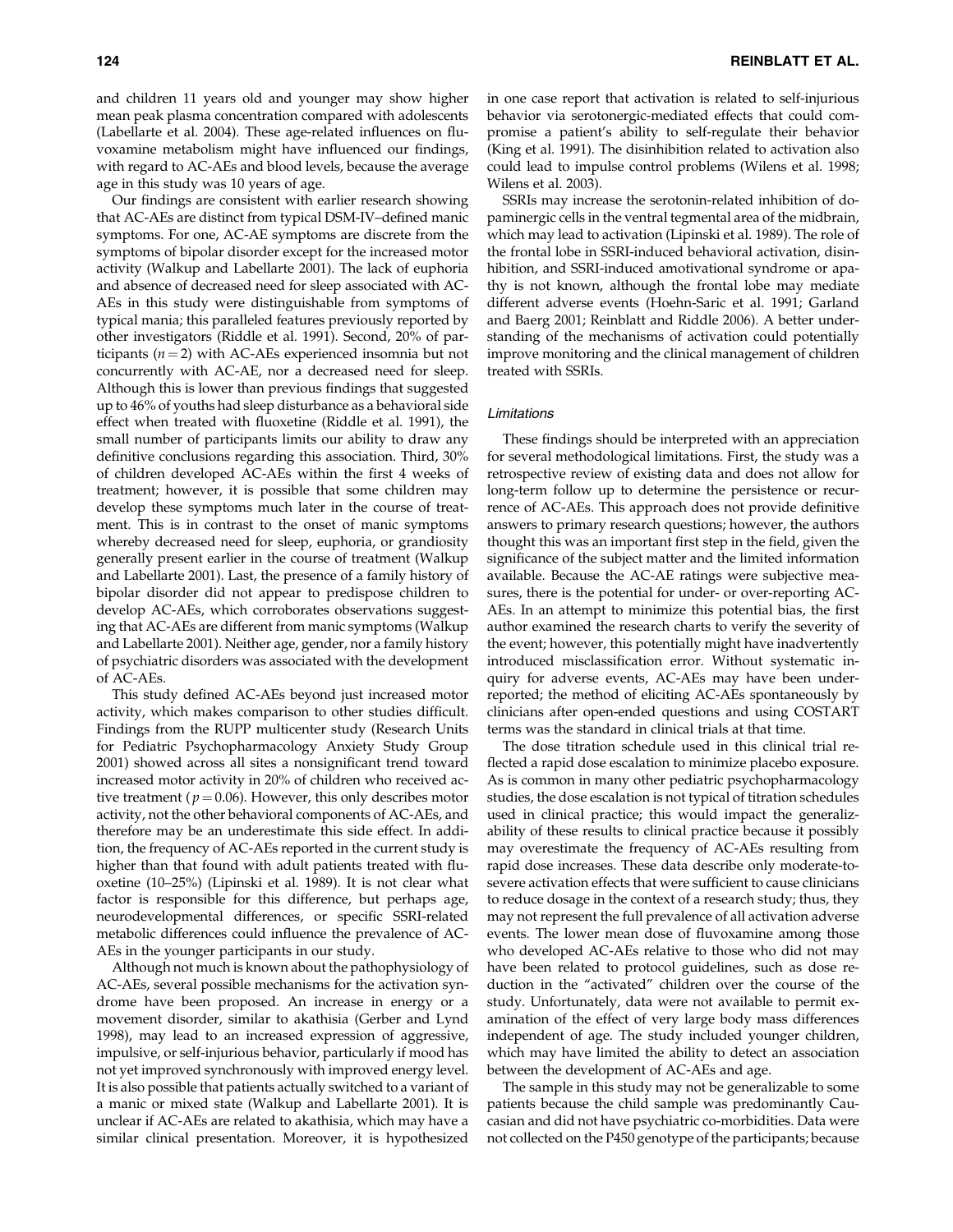and children 11 years old and younger may show higher mean peak plasma concentration compared with adolescents (Labellarte et al. 2004). These age-related influences on fluvoxamine metabolism might have influenced our findings, with regard to AC-AEs and blood levels, because the average age in this study was 10 years of age.

Our findings are consistent with earlier research showing that AC-AEs are distinct from typical DSM-IV–defined manic symptoms. For one, AC-AE symptoms are discrete from the symptoms of bipolar disorder except for the increased motor activity (Walkup and Labellarte 2001). The lack of euphoria and absence of decreased need for sleep associated with AC-AEs in this study were distinguishable from symptoms of typical mania; this paralleled features previously reported by other investigators (Riddle et al. 1991). Second, 20% of participants ($n = 2$) with AC-AEs experienced insomnia but not concurrently with AC-AE, nor a decreased need for sleep. Although this is lower than previous findings that suggested up to 46% of youths had sleep disturbance as a behavioral side effect when treated with fluoxetine (Riddle et al. 1991), the small number of participants limits our ability to draw any definitive conclusions regarding this association. Third, 30% of children developed AC-AEs within the first 4 weeks of treatment; however, it is possible that some children may develop these symptoms much later in the course of treatment. This is in contrast to the onset of manic symptoms whereby decreased need for sleep, euphoria, or grandiosity generally present earlier in the course of treatment (Walkup and Labellarte 2001). Last, the presence of a family history of bipolar disorder did not appear to predispose children to develop AC-AEs, which corroborates observations suggesting that AC-AEs are different from manic symptoms (Walkup and Labellarte 2001). Neither age, gender, nor a family history of psychiatric disorders was associated with the development of AC-AEs.

This study defined AC-AEs beyond just increased motor activity, which makes comparison to other studies difficult. Findings from the RUPP multicenter study (Research Units for Pediatric Psychopharmacology Anxiety Study Group 2001) showed across all sites a nonsignificant trend toward increased motor activity in 20% of children who received active treatment ($p = 0.06$). However, this only describes motor activity, not the other behavioral components of AC-AEs, and therefore may be an underestimate this side effect. In addition, the frequency of AC-AEs reported in the current study is higher than that found with adult patients treated with fluoxetine (10–25%) (Lipinski et al. 1989). It is not clear what factor is responsible for this difference, but perhaps age, neurodevelopmental differences, or specific SSRI-related metabolic differences could influence the prevalence of AC-AEs in the younger participants in our study.

Although not much is known about the pathophysiology of AC-AEs, several possible mechanisms for the activation syndrome have been proposed. An increase in energy or a movement disorder, similar to akathisia (Gerber and Lynd 1998), may lead to an increased expression of aggressive, impulsive, or self-injurious behavior, particularly if mood has not yet improved synchronously with improved energy level. It is also possible that patients actually switched to a variant of a manic or mixed state (Walkup and Labellarte 2001). It is unclear if AC-AEs are related to akathisia, which may have a similar clinical presentation. Moreover, it is hypothesized in one case report that activation is related to self-injurious behavior via serotonergic-mediated effects that could compromise a patient's ability to self-regulate their behavior (King et al. 1991). The disinhibition related to activation also could lead to impulse control problems (Wilens et al. 1998; Wilens et al. 2003).

SSRIs may increase the serotonin-related inhibition of dopaminergic cells in the ventral tegmental area of the midbrain, which may lead to activation (Lipinski et al. 1989). The role of the frontal lobe in SSRI-induced behavioral activation, disinhibition, and SSRI-induced amotivational syndrome or apathy is not known, although the frontal lobe may mediate different adverse events (Hoehn-Saric et al. 1991; Garland and Baerg 2001; Reinblatt and Riddle 2006). A better understanding of the mechanisms of activation could potentially improve monitoring and the clinical management of children treated with SSRIs.

### *Limitations*

These findings should be interpreted with an appreciation for several methodological limitations. First, the study was a retrospective review of existing data and does not allow for long-term follow up to determine the persistence or recurrence of AC-AEs. This approach does not provide definitive answers to primary research questions; however, the authors thought this was an important first step in the field, given the significance of the subject matter and the limited information available. Because the AC-AE ratings were subjective measures, there is the potential for under- or over-reporting AC-AEs. In an attempt to minimize this potential bias, the first author examined the research charts to verify the severity of the event; however, this potentially might have inadvertently introduced misclassification error. Without systematic inquiry for adverse events, AC-AEs may have been underreported; the method of eliciting AC-AEs spontaneously by clinicians after open-ended questions and using COSTART terms was the standard in clinical trials at that time.

The dose titration schedule used in this clinical trial reflected a rapid dose escalation to minimize placebo exposure. As is common in many other pediatric psychopharmacology studies, the dose escalation is not typical of titration schedules used in clinical practice; this would impact the generalizability of these results to clinical practice because it possibly may overestimate the frequency of AC-AEs resulting from rapid dose increases. These data describe only moderate-to-severe activation effects that were sufficient to cause clinicians to reduce dosage in the context of a research study; thus, they may not represent the full prevalence of all activation adverse events. The lower mean dose of fluvoxamine among those who developed AC-AEs relative to those who did not may have been related to protocol guidelines, such as dose reduction in the "activated" children over the course of the study. Unfortunately, data were not available to permit examination of the effect of very large body mass differences independent of age. The study included younger children, which may have limited the ability to detect an association between the development of AC-AEs and age.

The sample in this study may not be generalizable to some patients because the child sample was predominantly Caucasian and did not have psychiatric co-morbidities. Data were not collected on the P450 genotype of the participants; because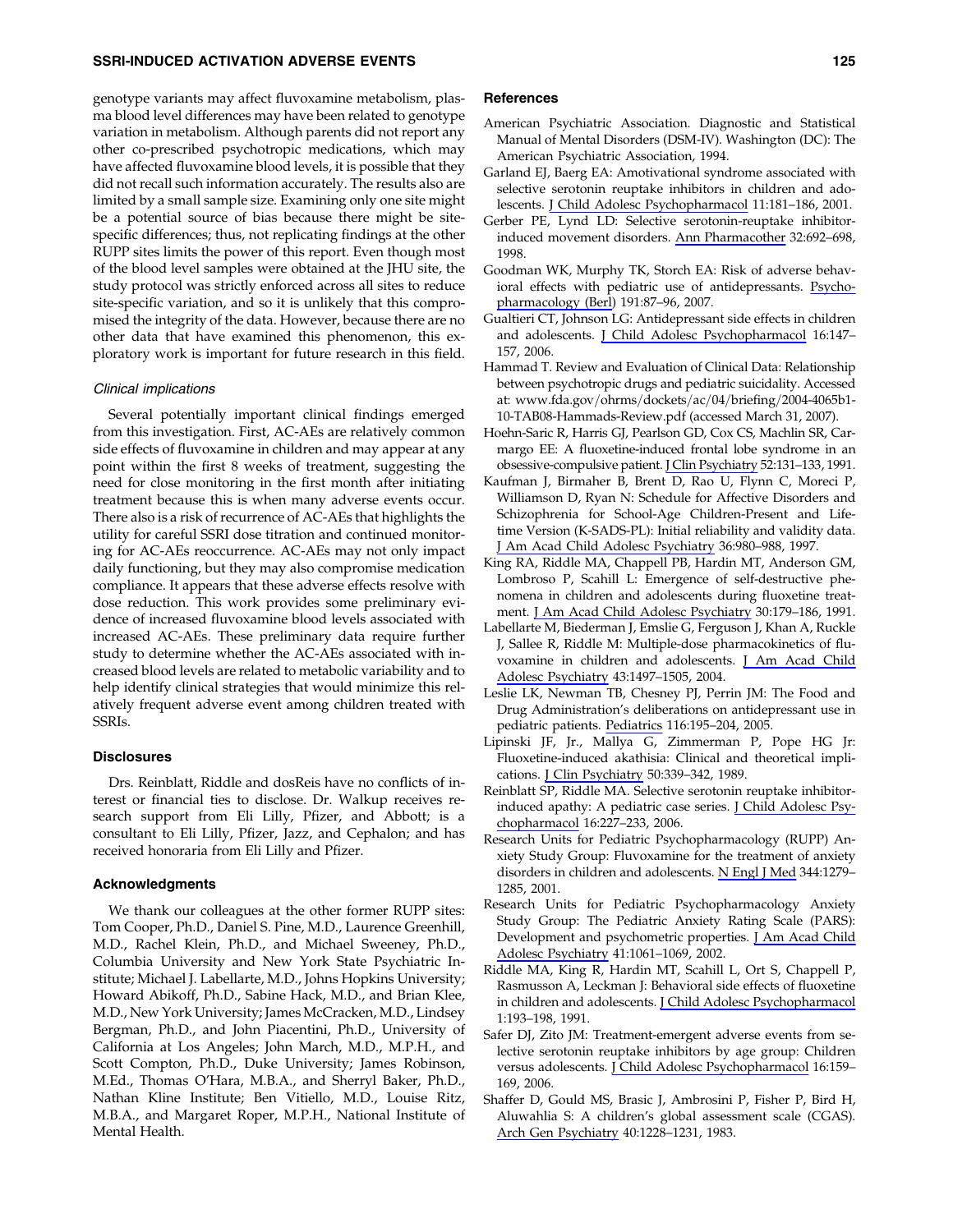genotype variants may affect fluvoxamine metabolism, plasma blood level differences may have been related to genotype variation in metabolism. Although parents did not report any other co-prescribed psychotropic medications, which may have affected fluvoxamine blood levels, it is possible that they did not recall such information accurately. The results also are limited by a small sample size. Examining only one site might be a potential source of bias because there might be site-specific differences; thus, not replicating findings at the other RUPP sites limits the power of this report. Even though most of the blood level samples were obtained at the JHU site, the study protocol was strictly enforced across all sites to reduce site-specific variation, and so it is unlikely that this compromised the integrity of the data. However, because there are no other data that have examined this phenomenon, this exploratory work is important for future research in this field.

### *Clinical implications*

Several potentially important clinical findings emerged from this investigation. First, AC-AEs are relatively common side effects of fluvoxamine in children and may appear at any point within the first 8 weeks of treatment, suggesting the need for close monitoring in the first month after initiating treatment because this is when many adverse events occur. There also is a risk of recurrence of AC-AEs that highlights the utility for careful SSRI dose titration and continued monitoring for AC-AEs reoccurrence. AC-AEs may not only impact daily functioning, but they may also compromise medication compliance. It appears that these adverse effects resolve with dose reduction. This work provides some preliminary evidence of increased fluvoxamine blood levels associated with increased AC-AEs. These preliminary data require further study to determine whether the AC-AEs associated with increased blood levels are related to metabolic variability and to help identify clinical strategies that would minimize this relatively frequent adverse event among children treated with SSRIs.

## Disclosures

Drs. Reinblatt, Riddle and dosReis have no conflicts of interest or financial ties to disclose. Dr. Walkup receives research support from Eli Lilly, Pfizer, and Abbott; is a consultant to Eli Lilly, Pfizer, Jazz, and Cephalon; and has received honoraria from Eli Lilly and Pfizer.

## Acknowledgments

We thank our colleagues at the other former RUPP sites: Tom Cooper, Ph.D., Daniel S. Pine, M.D., Laurence Greenhill, M.D., Rachel Klein, Ph.D., and Michael Sweeney, Ph.D., Columbia University and New York State Psychiatric Institute; Michael J. Labellarte, M.D., Johns Hopkins University; Howard Abikoff, Ph.D., Sabine Hack, M.D., and Brian Klee, M.D., New York University; James McCracken, M.D., Lindsey Bergman, Ph.D., and John Piacentini, Ph.D., University of California at Los Angeles; John March, M.D., M.P.H., and Scott Compton, Ph.D., Duke University; James Robinson, M.Ed., Thomas O'Hara, M.B.A., and Sherryl Baker, Ph.D., Nathan Kline Institute; Ben Vitiello, M.D., Louise Ritz, M.B.A., and Margaret Roper, M.P.H., National Institute of Mental Health.

## References

American Psychiatric Association. Diagnostic and Statistical Manual of Mental Disorders (DSM-IV). Washington (DC): The American Psychiatric Association, 1994.

Garland EJ, Baerg EA: Amotivational syndrome associated with selective serotonin reuptake inhibitors in children and adolescents. J Child Adolesc Psychopharmacol 11:181–186, 2001.

Gerber PE, Lynd LD: Selective serotonin-reuptake inhibitor-induced movement disorders. Ann Pharmacother 32:692–698, 1998.

Goodman WK, Murphy TK, Storch EA: Risk of adverse behavioral effects with pediatric use of antidepressants. Psychopharmacology (Berl) 191:87–96, 2007.

Gualtieri CT, Johnson LG: Antidepressant side effects in children and adolescents. J Child Adolesc Psychopharmacol 16:147–157, 2006.

Hammad T. Review and Evaluation of Clinical Data: Relationship between psychotropic drugs and pediatric suicidality. Accessed at: www.fda.gov/ohrms/dockets/ac/04/briefing/2004-4065b1-10-TAB08-Hammads-Review.pdf (accessed March 31, 2007).

Hoehn-Saric R, Harris GJ, Pearlson GD, Cox CS, Machlin SR, Camargo EE: A fluoxetine-induced frontal lobe syndrome in an obsessive-compulsive patient. J Clin Psychiatry 52:131–133, 1991.

Kaufman J, Birmaher B, Brent D, Rao U, Flynn C, Moreci P, Williamson D, Ryan N: Schedule for Affective Disorders and Schizophrenia for School-Age Children-Present and Lifetime Version (K-SADS-PL): Initial reliability and validity data. J Am Acad Child Adolesc Psychiatry 36:980–988, 1997.

King RA, Riddle MA, Chappell PB, Hardin MT, Anderson GM, Lombroso P, Scahill L: Emergence of self-destructive phenomena in children and adolescents during fluoxetine treatment. J Am Acad Child Adolesc Psychiatry 30:179–186, 1991.

Labellarte M, Biederman J, Emslie G, Ferguson J, Khan A, Ruckle J, Sallee R, Riddle M: Multiple-dose pharmacokinetics of fluvoxamine in children and adolescents. J Am Acad Child Adolesc Psychiatry 43:1497–1505, 2004.

Leslie LK, Newman TB, Chesney PJ, Perrin JM: The Food and Drug Administration's deliberations on antidepressant use in pediatric patients. Pediatrics 116:195–204, 2005.

Lipinski JF, Jr., Mallya G, Zimmerman P, Pope HG Jr: Fluoxetine-induced akathisia: Clinical and theoretical implications. J Clin Psychiatry 50:339–342, 1989.

Reinblatt SP, Riddle MA. Selective serotonin reuptake inhibitor-induced apathy: A pediatric case series. J Child Adolesc Psychopharmacol 16:227–233, 2006.

Research Units for Pediatric Psychopharmacology (RUPP) Anxiety Study Group: Fluvoxamine for the treatment of anxiety disorders in children and adolescents. N Engl J Med 344:1279–1285, 2001.

Research Units for Pediatric Psychopharmacology Anxiety Study Group: The Pediatric Anxiety Rating Scale (PARS): Development and psychometric properties. J Am Acad Child Adolesc Psychiatry 41:1061–1069, 2002.

Riddle MA, King R, Hardin MT, Scahill L, Ort S, Chappell P, Rasmusson A, Leckman J: Behavioral side effects of fluoxetine in children and adolescents. J Child Adolesc Psychopharmacol 1:193–198, 1991.

Safer DJ, Zito JM: Treatment-emergent adverse events from selective serotonin reuptake inhibitors by age group: Children versus adolescents. J Child Adolesc Psychopharmacol 16:159–169, 2006.

Shaffer D, Gould MS, Brasic J, Ambrosini P, Fisher P, Bird H, Aluwahlia S: A children's global assessment scale (CGAS). Arch Gen Psychiatry 40:1228–1231, 1983.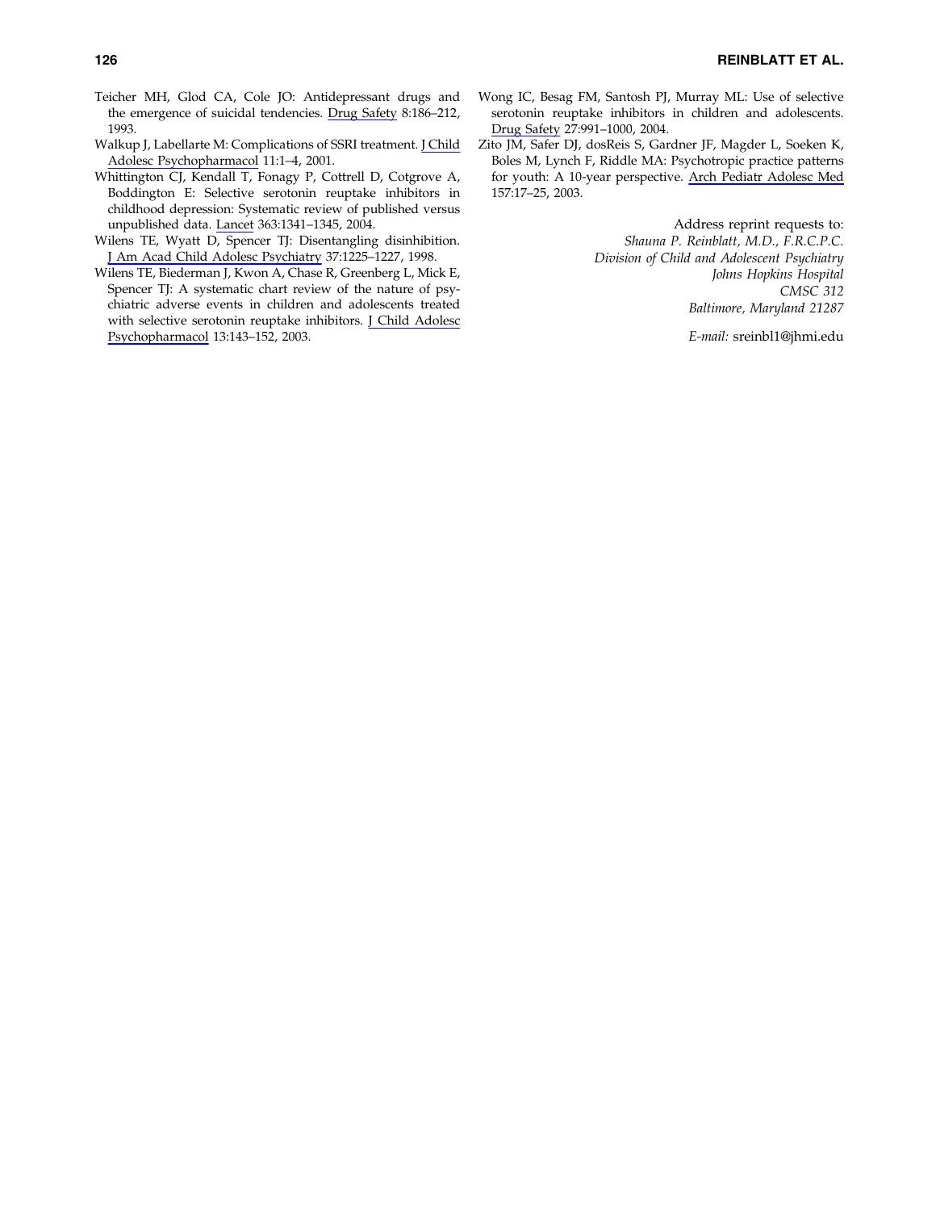Teicher MH, Glod CA, Cole JO: Antidepressant drugs and the emergence of suicidal tendencies. Drug Safety 8:186–212, 1993.

Walkup J, Labellarte M: Complications of SSRI treatment. J Child Adolesc Psychopharmacol 11:1–4, 2001.

Whittington CJ, Kendall T, Fonagy P, Cottrell D, Cotgrove A, Boddington E: Selective serotonin reuptake inhibitors in childhood depression: Systematic review of published versus unpublished data. Lancet 363:1341–1345, 2004.

Wilens TE, Wyatt D, Spencer TJ: Disentangling disinhibition. J Am Acad Child Adolesc Psychiatry 37:1225–1227, 1998.

Wilens TE, Biederman J, Kwon A, Chase R, Greenberg L, Mick E, Spencer TJ: A systematic chart review of the nature of psychiatric adverse events in children and adolescents treated with selective serotonin reuptake inhibitors. J Child Adolesc Psychopharmacol 13:143–152, 2003.

Wong IC, Besag FM, Santosh PJ, Murray ML: Use of selective serotonin reuptake inhibitors in children and adolescents. Drug Safety 27:991–1000, 2004.

Zito JM, Safer DJ, dosReis S, Gardner JF, Magder L, Soeken K, Boles M, Lynch F, Riddle MA: Psychotropic practice patterns for youth: A 10-year perspective. Arch Pediatr Adolesc Med 157:17–25, 2003.

Address reprint requests to:
*Shauna P. Reinblatt, M.D., F.R.C.P.C.*
*Division of Child and Adolescent Psychiatry*
*Johns Hopkins Hospital*
*CMSC 312*
*Baltimore, Maryland 21287*

*E-mail:* sreinbl1@jhmi.edu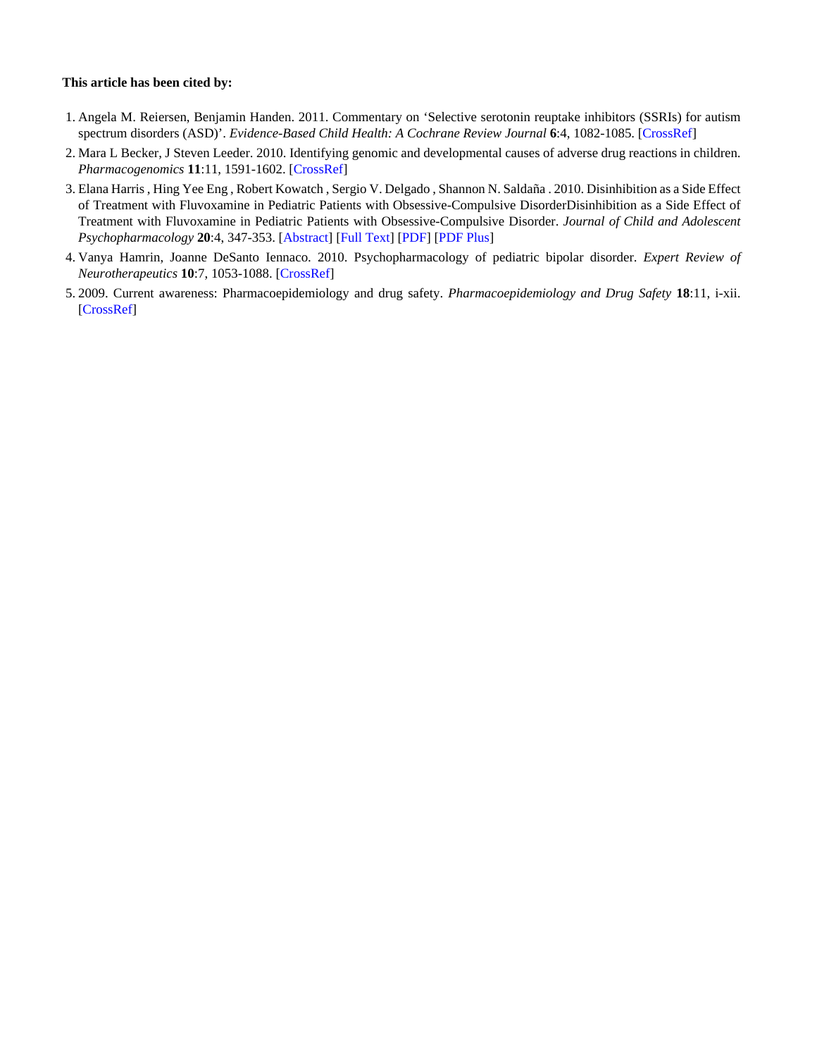**This article has been cited by:**

1. Angela M. Reiersen, Benjamin Handen. 2011. Commentary on 'Selective serotonin reuptake inhibitors (SSRIs) for autism spectrum disorders (ASD)'. *Evidence-Based Child Health: A Cochrane Review Journal* **6**:4, 1082-1085. [CrossRef]
2. Mara L Becker, J Steven Leeder. 2010. Identifying genomic and developmental causes of adverse drug reactions in children. *Pharmacogenomics* **11**:11, 1591-1602. [CrossRef]
3. Elana Harris , Hing Yee Eng , Robert Kowatch , Sergio V. Delgado , Shannon N. Saldaña . 2010. Disinhibition as a Side Effect of Treatment with Fluvoxamine in Pediatric Patients with Obsessive-Compulsive DisorderDisinhibition as a Side Effect of Treatment with Fluvoxamine in Pediatric Patients with Obsessive-Compulsive Disorder. *Journal of Child and Adolescent Psychopharmacology* **20**:4, 347-353. [Abstract] [Full Text] [PDF] [PDF Plus]
4. Vanya Hamrin, Joanne DeSanto Iennaco. 2010. Psychopharmacology of pediatric bipolar disorder. *Expert Review of Neurotherapeutics* **10**:7, 1053-1088. [CrossRef]
5. 2009. Current awareness: Pharmacoepidemiology and drug safety. *Pharmacoepidemiology and Drug Safety* **18**:11, i-xii. [CrossRef]